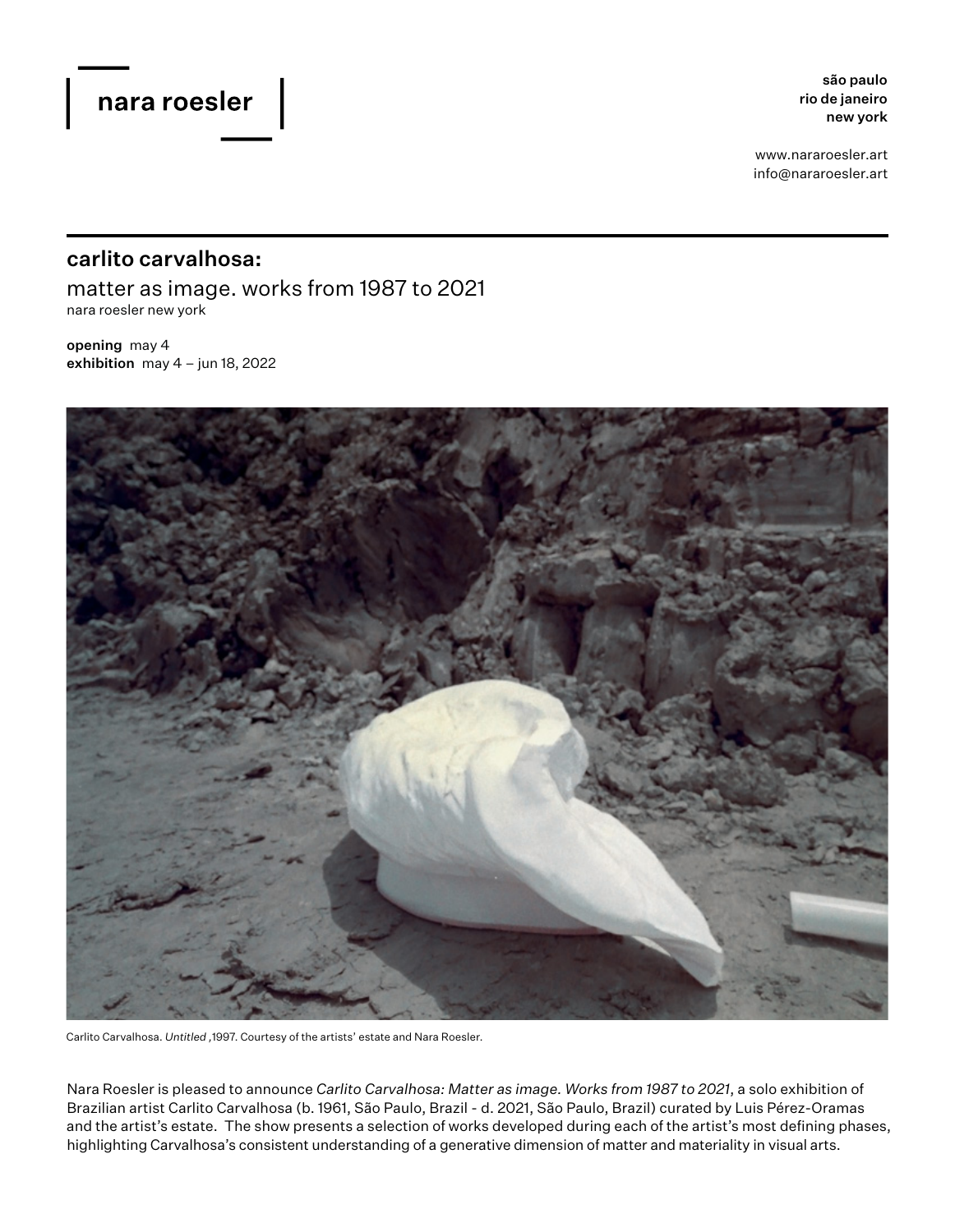nara roesler

**são paulo**
**rio de janeiro**
**new york**

www.nararoesler.art
info@nararoesler.art

## carlito carvalhosa:

matter as image. works from 1987 to 2021
nara roesler new york

**opening** may 4
**exhibition** may 4 – jun 18, 2022

Carlito Carvalhosa. *Untitled* ,1997. Courtesy of the artists' estate and Nara Roesler.

Nara Roesler is pleased to announce *Carlito Carvalhosa: Matter as image. Works from 1987 to 2021*, a solo exhibition of Brazilian artist Carlito Carvalhosa (b. 1961, São Paulo, Brazil - d. 2021, São Paulo, Brazil) curated by Luis Pérez-Oramas and the artist's estate. The show presents a selection of works developed during each of the artist's most defining phases, highlighting Carvalhosa's consistent understanding of a generative dimension of matter and materiality in visual arts.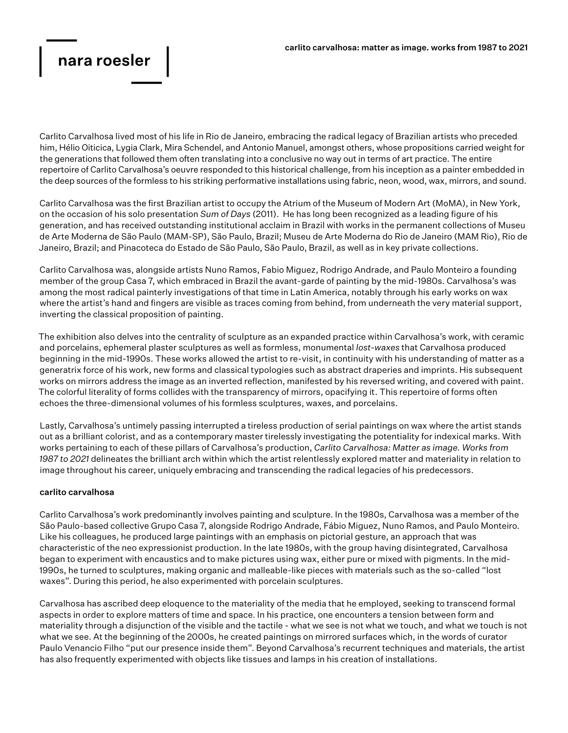Carlito Carvalhosa lived most of his life in Rio de Janeiro, embracing the radical legacy of Brazilian artists who preceded him, Hélio Oiticica, Lygia Clark, Mira Schendel, and Antonio Manuel, amongst others, whose propositions carried weight for the generations that followed them often translating into a conclusive no way out in terms of art practice. The entire repertoire of Carlito Carvalhosa's oeuvre responded to this historical challenge, from his inception as a painter embedded in the deep sources of the formless to his striking performative installations using fabric, neon, wood, wax, mirrors, and sound.

Carlito Carvalhosa was the first Brazilian artist to occupy the Atrium of the Museum of Modern Art (MoMA), in New York, on the occasion of his solo presentation *Sum of Days* (2011). He has long been recognized as a leading figure of his generation, and has received outstanding institutional acclaim in Brazil with works in the permanent collections of Museu de Arte Moderna de São Paulo (MAM-SP), São Paulo, Brazil; Museu de Arte Moderna do Rio de Janeiro (MAM Rio), Rio de Janeiro, Brazil; and Pinacoteca do Estado de São Paulo, São Paulo, Brazil, as well as in key private collections.

Carlito Carvalhosa was, alongside artists Nuno Ramos, Fabio Miguez, Rodrigo Andrade, and Paulo Monteiro a founding member of the group Casa 7, which embraced in Brazil the avant-garde of painting by the mid-1980s. Carvalhosa's was among the most radical painterly investigations of that time in Latin America, notably through his early works on wax where the artist's hand and fingers are visible as traces coming from behind, from underneath the very material support, inverting the classical proposition of painting.

The exhibition also delves into the centrality of sculpture as an expanded practice within Carvalhosa's work, with ceramic and porcelains, ephemeral plaster sculptures as well as formless, monumental *lost-waxes* that Carvalhosa produced beginning in the mid-1990s. These works allowed the artist to re-visit, in continuity with his understanding of matter as a generatrix force of his work, new forms and classical typologies such as abstract draperies and imprints. His subsequent works on mirrors address the image as an inverted reflection, manifested by his reversed writing, and covered with paint. The colorful literality of forms collides with the transparency of mirrors, opacifying it. This repertoire of forms often echoes the three-dimensional volumes of his formless sculptures, waxes, and porcelains.

Lastly, Carvalhosa's untimely passing interrupted a tireless production of serial paintings on wax where the artist stands out as a brilliant colorist, and as a contemporary master tirelessly investigating the potentiality for indexical marks. With works pertaining to each of these pillars of Carvalhosa's production, *Carlito Carvalhosa: Matter as image. Works from 1987 to 2021* delineates the brilliant arch within which the artist relentlessly explored matter and materiality in relation to image throughout his career, uniquely embracing and transcending the radical legacies of his predecessors.

**carlito carvalhosa**

Carlito Carvalhosa's work predominantly involves painting and sculpture. In the 1980s, Carvalhosa was a member of the São Paulo-based collective Grupo Casa 7, alongside Rodrigo Andrade, Fábio Miguez, Nuno Ramos, and Paulo Monteiro. Like his colleagues, he produced large paintings with an emphasis on pictorial gesture, an approach that was characteristic of the neo expressionist production. In the late 1980s, with the group having disintegrated, Carvalhosa began to experiment with encaustics and to make pictures using wax, either pure or mixed with pigments. In the mid-1990s, he turned to sculptures, making organic and malleable-like pieces with materials such as the so-called "lost waxes". During this period, he also experimented with porcelain sculptures.

Carvalhosa has ascribed deep eloquence to the materiality of the media that he employed, seeking to transcend formal aspects in order to explore matters of time and space. In his practice, one encounters a tension between form and materiality through a disjunction of the visible and the tactile - what we see is not what we touch, and what we touch is not what we see. At the beginning of the 2000s, he created paintings on mirrored surfaces which, in the words of curator Paulo Venancio Filho "put our presence inside them". Beyond Carvalhosa's recurrent techniques and materials, the artist has also frequently experimented with objects like tissues and lamps in his creation of installations.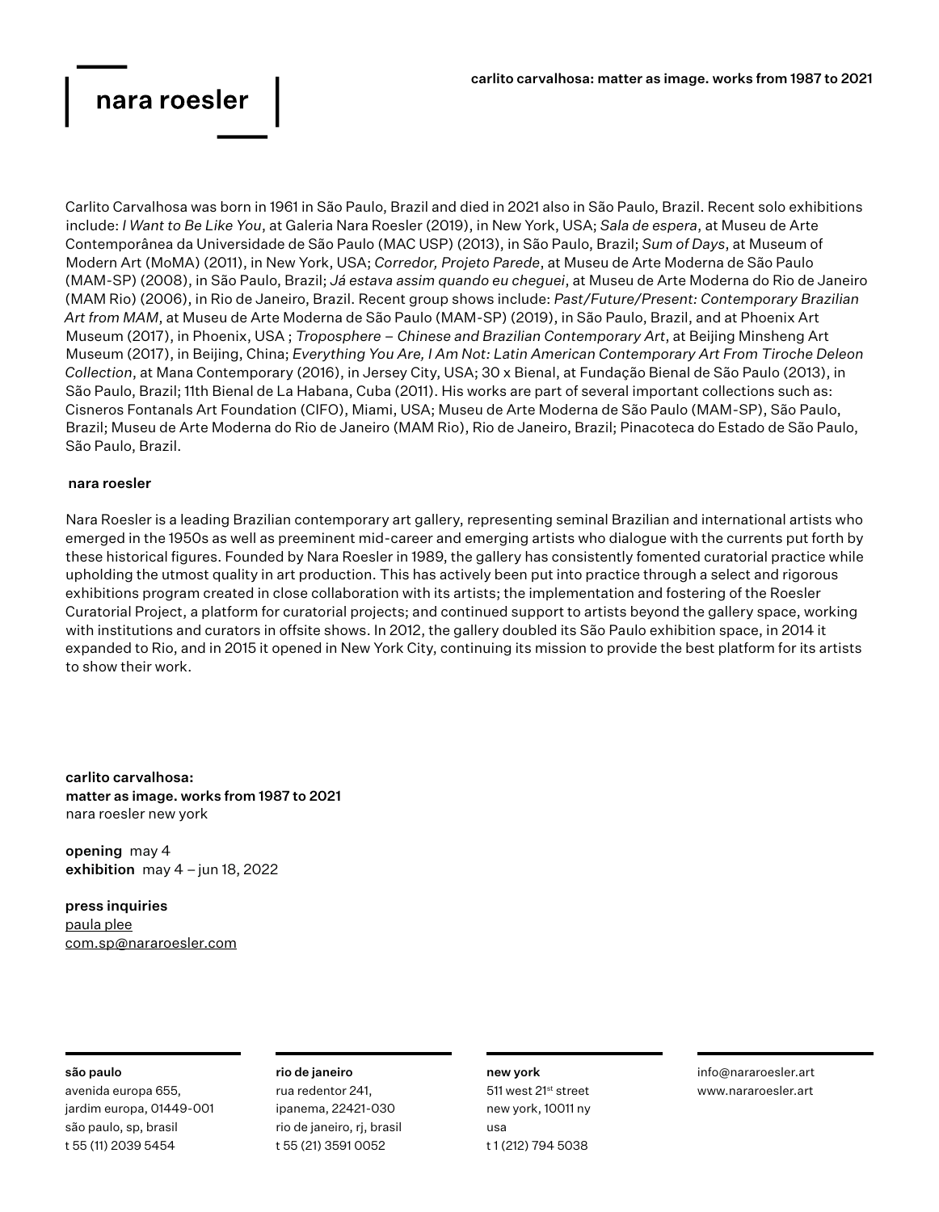Carlito Carvalhosa was born in 1961 in São Paulo, Brazil and died in 2021 also in São Paulo, Brazil. Recent solo exhibitions include: *I Want to Be Like You*, at Galeria Nara Roesler (2019), in New York, USA; *Sala de espera*, at Museu de Arte Contemporânea da Universidade de São Paulo (MAC USP) (2013), in São Paulo, Brazil; *Sum of Days*, at Museum of Modern Art (MoMA) (2011), in New York, USA; *Corredor, Projeto Parede*, at Museu de Arte Moderna de São Paulo (MAM-SP) (2008), in São Paulo, Brazil; *Já estava assim quando eu cheguei*, at Museu de Arte Moderna do Rio de Janeiro (MAM Rio) (2006), in Rio de Janeiro, Brazil. Recent group shows include: *Past/Future/Present: Contemporary Brazilian Art from MAM*, at Museu de Arte Moderna de São Paulo (MAM-SP) (2019), in São Paulo, Brazil, and at Phoenix Art Museum (2017), in Phoenix, USA ; *Troposphere – Chinese and Brazilian Contemporary Art*, at Beijing Minsheng Art Museum (2017), in Beijing, China; *Everything You Are, I Am Not: Latin American Contemporary Art From Tiroche Deleon Collection*, at Mana Contemporary (2016), in Jersey City, USA; 30 x Bienal, at Fundação Bienal de São Paulo (2013), in São Paulo, Brazil; 11th Bienal de La Habana, Cuba (2011). His works are part of several important collections such as: Cisneros Fontanals Art Foundation (CIFO), Miami, USA; Museu de Arte Moderna de São Paulo (MAM-SP), São Paulo, Brazil; Museu de Arte Moderna do Rio de Janeiro (MAM Rio), Rio de Janeiro, Brazil; Pinacoteca do Estado de São Paulo, São Paulo, Brazil.

**nara roesler**

Nara Roesler is a leading Brazilian contemporary art gallery, representing seminal Brazilian and international artists who emerged in the 1950s as well as preeminent mid-career and emerging artists who dialogue with the currents put forth by these historical figures. Founded by Nara Roesler in 1989, the gallery has consistently fomented curatorial practice while upholding the utmost quality in art production. This has actively been put into practice through a select and rigorous exhibitions program created in close collaboration with its artists; the implementation and fostering of the Roesler Curatorial Project, a platform for curatorial projects; and continued support to artists beyond the gallery space, working with institutions and curators in offsite shows. In 2012, the gallery doubled its São Paulo exhibition space, in 2014 it expanded to Rio, and in 2015 it opened in New York City, continuing its mission to provide the best platform for its artists to show their work.

**carlito carvalhosa:**
**matter as image. works from 1987 to 2021**
nara roesler new york

**opening** may 4
**exhibition** may 4 – jun 18, 2022

**press inquiries**
paula plee
com.sp@nararoesler.com

**são paulo**
avenida europa 655,
jardim europa, 01449-001
são paulo, sp, brasil
t 55 (11) 2039 5454

**rio de janeiro**
rua redentor 241,
ipanema, 22421-030
rio de janeiro, rj, brasil
t 55 (21) 3591 0052

**new york**
511 west 21st street
new york, 10011 ny
usa
t 1 (212) 794 5038

info@nararoesler.art
www.nararoesler.art